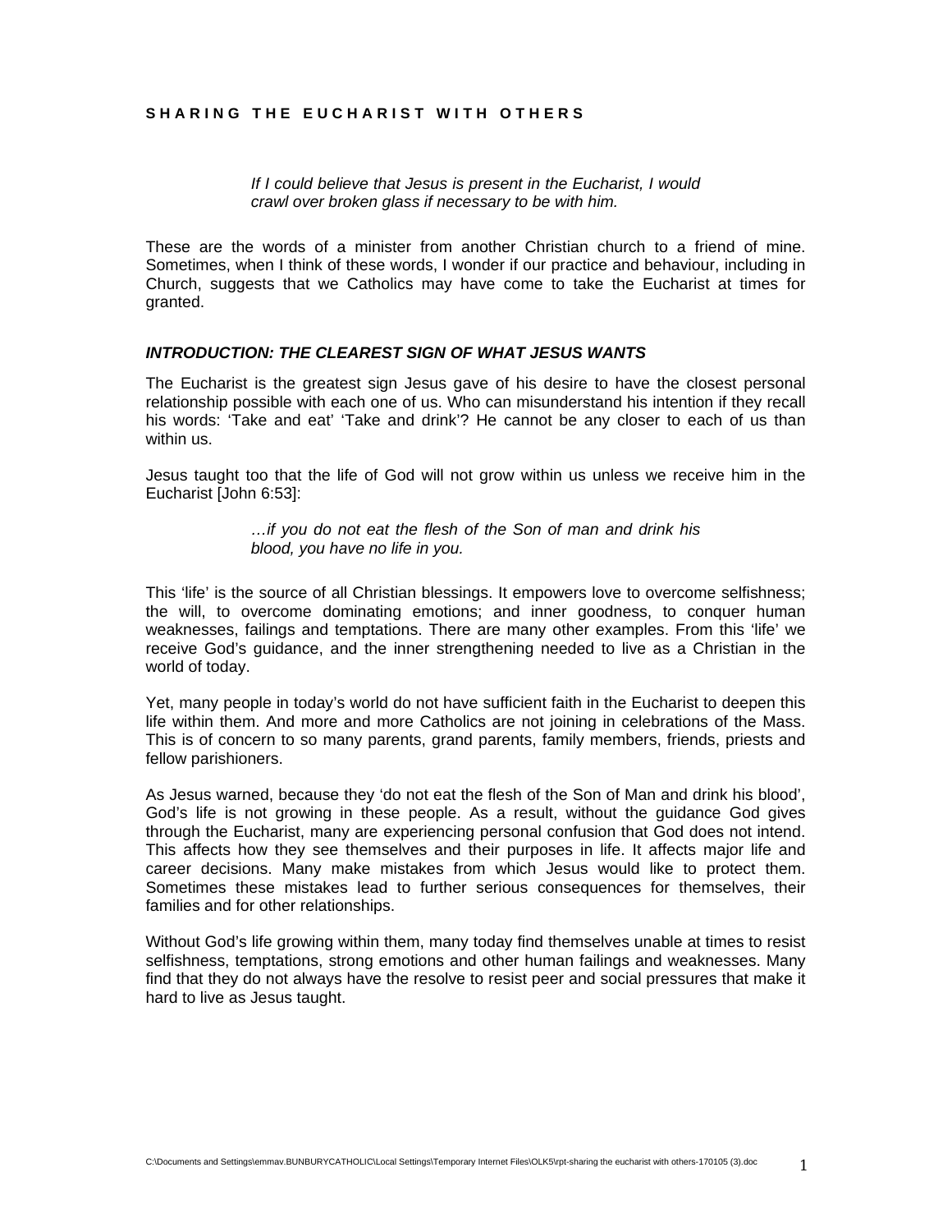# SHARING THE EUCHARIST WITH OTHERS

> *If I could believe that Jesus is present in the Eucharist, I would crawl over broken glass if necessary to be with him.*

These are the words of a minister from another Christian church to a friend of mine. Sometimes, when I think of these words, I wonder if our practice and behaviour, including in Church, suggests that we Catholics may have come to take the Eucharist at times for granted.

### *INTRODUCTION: THE CLEAREST SIGN OF WHAT JESUS WANTS*

The Eucharist is the greatest sign Jesus gave of his desire to have the closest personal relationship possible with each one of us. Who can misunderstand his intention if they recall his words: 'Take and eat' 'Take and drink'? He cannot be any closer to each of us than within us.

Jesus taught too that the life of God will not grow within us unless we receive him in the Eucharist [John 6:53]:

> *…if you do not eat the flesh of the Son of man and drink his blood, you have no life in you.*

This 'life' is the source of all Christian blessings. It empowers love to overcome selfishness; the will, to overcome dominating emotions; and inner goodness, to conquer human weaknesses, failings and temptations. There are many other examples. From this 'life' we receive God's guidance, and the inner strengthening needed to live as a Christian in the world of today.

Yet, many people in today's world do not have sufficient faith in the Eucharist to deepen this life within them. And more and more Catholics are not joining in celebrations of the Mass. This is of concern to so many parents, grand parents, family members, friends, priests and fellow parishioners.

As Jesus warned, because they 'do not eat the flesh of the Son of Man and drink his blood', God's life is not growing in these people. As a result, without the guidance God gives through the Eucharist, many are experiencing personal confusion that God does not intend. This affects how they see themselves and their purposes in life. It affects major life and career decisions. Many make mistakes from which Jesus would like to protect them. Sometimes these mistakes lead to further serious consequences for themselves, their families and for other relationships.

Without God's life growing within them, many today find themselves unable at times to resist selfishness, temptations, strong emotions and other human failings and weaknesses. Many find that they do not always have the resolve to resist peer and social pressures that make it hard to live as Jesus taught.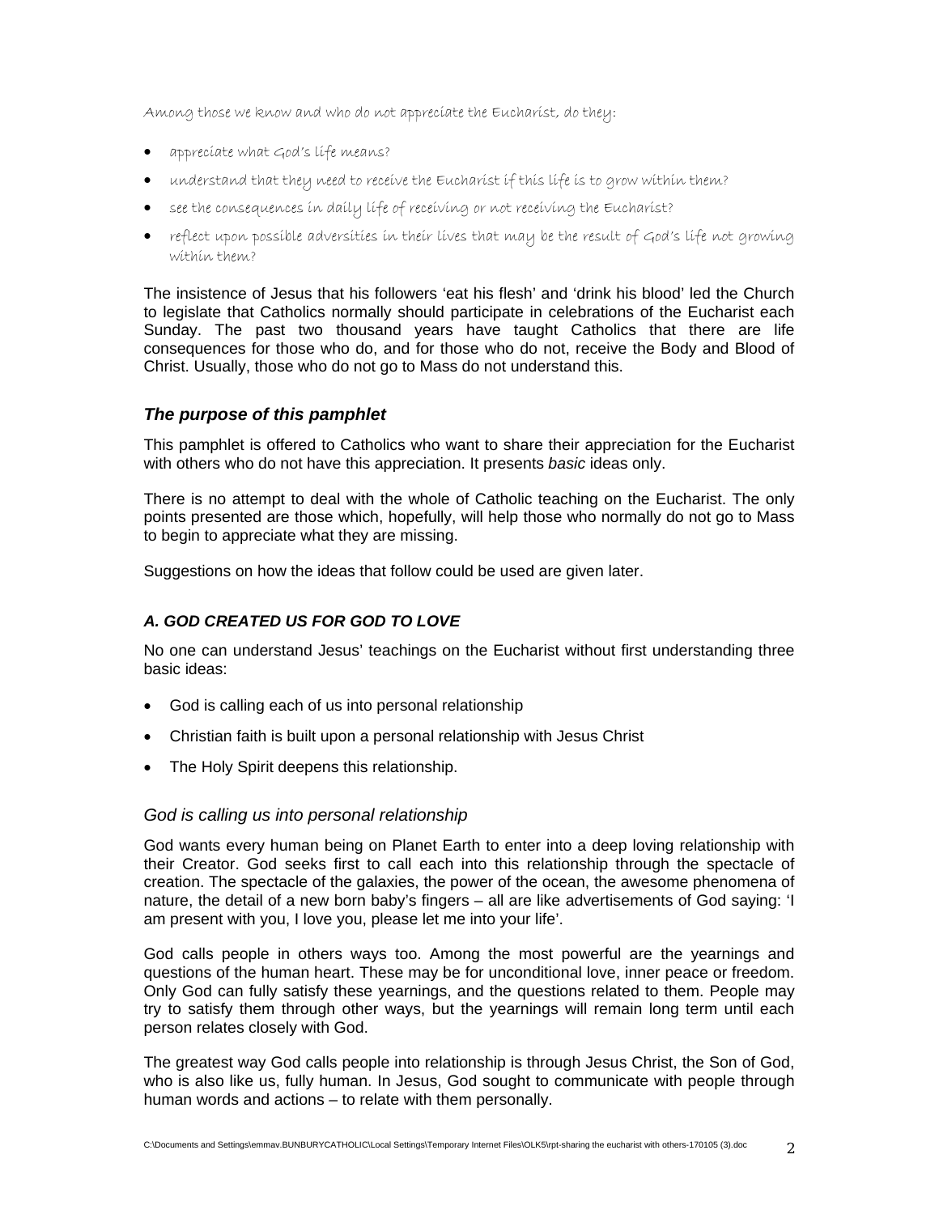Among those we know and who do not appreciate the Eucharist, do they:

- appreciate what God's life means?
- understand that they need to receive the Eucharist if this life is to grow within them?
- see the consequences in daily life of receiving or not receiving the Eucharist?
- reflect upon possible adversities in their lives that may be the result of God's life not growing within them?

The insistence of Jesus that his followers 'eat his flesh' and 'drink his blood' led the Church to legislate that Catholics normally should participate in celebrations of the Eucharist each Sunday. The past two thousand years have taught Catholics that there are life consequences for those who do, and for those who do not, receive the Body and Blood of Christ. Usually, those who do not go to Mass do not understand this.

## *The purpose of this pamphlet*

This pamphlet is offered to Catholics who want to share their appreciation for the Eucharist with others who do not have this appreciation. It presents *basic* ideas only.

There is no attempt to deal with the whole of Catholic teaching on the Eucharist. The only points presented are those which, hopefully, will help those who normally do not go to Mass to begin to appreciate what they are missing.

Suggestions on how the ideas that follow could be used are given later.

### *A. GOD CREATED US FOR GOD TO LOVE*

No one can understand Jesus' teachings on the Eucharist without first understanding three basic ideas:

- God is calling each of us into personal relationship
- Christian faith is built upon a personal relationship with Jesus Christ
- The Holy Spirit deepens this relationship.

### *God is calling us into personal relationship*

God wants every human being on Planet Earth to enter into a deep loving relationship with their Creator. God seeks first to call each into this relationship through the spectacle of creation. The spectacle of the galaxies, the power of the ocean, the awesome phenomena of nature, the detail of a new born baby's fingers – all are like advertisements of God saying: 'I am present with you, I love you, please let me into your life'.

God calls people in others ways too. Among the most powerful are the yearnings and questions of the human heart. These may be for unconditional love, inner peace or freedom. Only God can fully satisfy these yearnings, and the questions related to them. People may try to satisfy them through other ways, but the yearnings will remain long term until each person relates closely with God.

The greatest way God calls people into relationship is through Jesus Christ, the Son of God, who is also like us, fully human. In Jesus, God sought to communicate with people through human words and actions – to relate with them personally.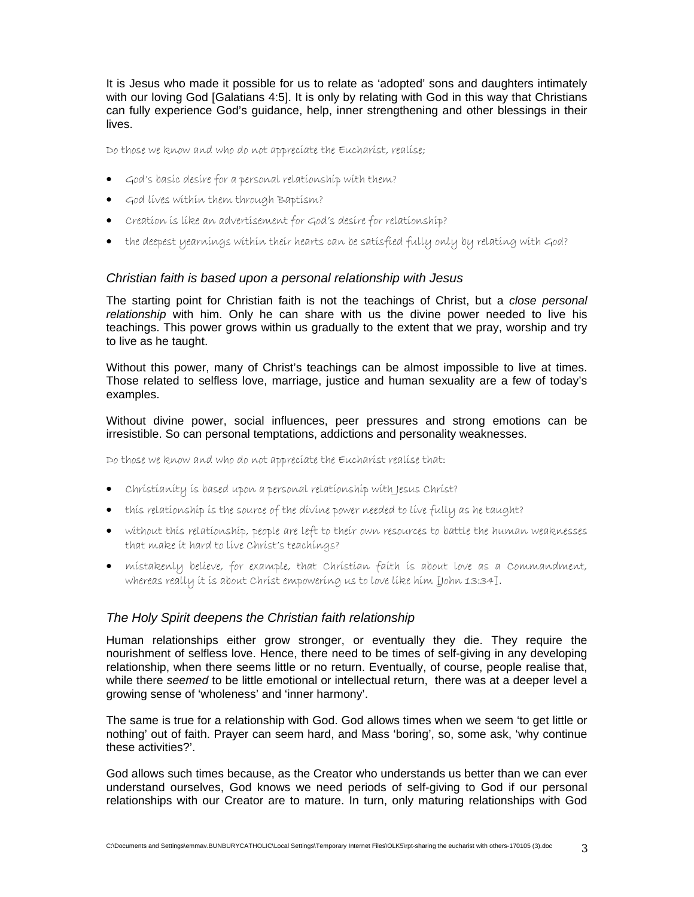It is Jesus who made it possible for us to relate as 'adopted' sons and daughters intimately with our loving God [Galatians 4:5]. It is only by relating with God in this way that Christians can fully experience God's guidance, help, inner strengthening and other blessings in their lives.

Do those we know and who do not appreciate the Eucharist, realise;

- God's basic desire for a personal relationship with them?
- God lives within them through Baptism?
- Creation is like an advertisement for God's desire for relationship?
- the deepest yearnings within their hearts can be satisfied fully only by relating with God?

### *Christian faith is based upon a personal relationship with Jesus*

The starting point for Christian faith is not the teachings of Christ, but a *close personal relationship* with him. Only he can share with us the divine power needed to live his teachings. This power grows within us gradually to the extent that we pray, worship and try to live as he taught.

Without this power, many of Christ's teachings can be almost impossible to live at times. Those related to selfless love, marriage, justice and human sexuality are a few of today's examples.

Without divine power, social influences, peer pressures and strong emotions can be irresistible. So can personal temptations, addictions and personality weaknesses.

Do those we know and who do not appreciate the Eucharist realise that:

- Christianity is based upon a personal relationship with Jesus Christ?
- this relationship is the source of the divine power needed to live fully as he taught?
- without this relationship, people are left to their own resources to battle the human weaknesses that make it hard to live Christ's teachings?
- mistakenly believe, for example, that Christian faith is about love as a Commandment, whereas really it is about Christ empowering us to love like him [John 13:34].

### *The Holy Spirit deepens the Christian faith relationship*

Human relationships either grow stronger, or eventually they die. They require the nourishment of selfless love. Hence, there need to be times of self-giving in any developing relationship, when there seems little or no return. Eventually, of course, people realise that, while there *seemed* to be little emotional or intellectual return, there was at a deeper level a growing sense of 'wholeness' and 'inner harmony'.

The same is true for a relationship with God. God allows times when we seem 'to get little or nothing' out of faith. Prayer can seem hard, and Mass 'boring', so, some ask, 'why continue these activities?'.

God allows such times because, as the Creator who understands us better than we can ever understand ourselves, God knows we need periods of self-giving to God if our personal relationships with our Creator are to mature. In turn, only maturing relationships with God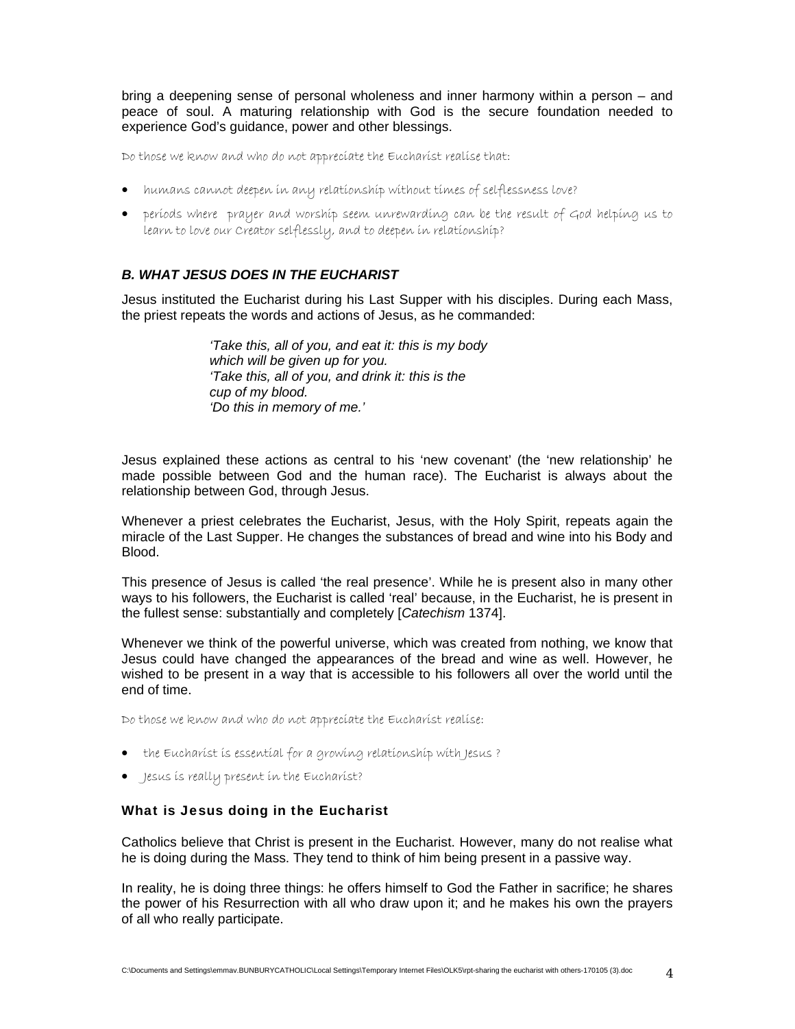bring a deepening sense of personal wholeness and inner harmony within a person – and peace of soul. A maturing relationship with God is the secure foundation needed to experience God's guidance, power and other blessings.

Do those we know and who do not appreciate the Eucharist realise that:

- humans cannot deepen in any relationship without times of selflessness love?
- periods where prayer and worship seem unrewarding can be the result of God helping us to learn to love our Creator selflessly, and to deepen in relationship?

### *B. WHAT JESUS DOES IN THE EUCHARIST*

Jesus instituted the Eucharist during his Last Supper with his disciples. During each Mass, the priest repeats the words and actions of Jesus, as he commanded:

> *'Take this, all of you, and eat it: this is my body which will be given up for you.*
> *'Take this, all of you, and drink it: this is the cup of my blood.*
> *'Do this in memory of me.'*

Jesus explained these actions as central to his 'new covenant' (the 'new relationship' he made possible between God and the human race). The Eucharist is always about the relationship between God, through Jesus.

Whenever a priest celebrates the Eucharist, Jesus, with the Holy Spirit, repeats again the miracle of the Last Supper. He changes the substances of bread and wine into his Body and Blood.

This presence of Jesus is called 'the real presence'. While he is present also in many other ways to his followers, the Eucharist is called 'real' because, in the Eucharist, he is present in the fullest sense: substantially and completely [*Catechism* 1374].

Whenever we think of the powerful universe, which was created from nothing, we know that Jesus could have changed the appearances of the bread and wine as well. However, he wished to be present in a way that is accessible to his followers all over the world until the end of time.

Do those we know and who do not appreciate the Eucharist realise:

- the Eucharist is essential for a growing relationship with Jesus ?
- Jesus is really present in the Eucharist?

#### **What is Jesus doing in the Eucharist**

Catholics believe that Christ is present in the Eucharist. However, many do not realise what he is doing during the Mass. They tend to think of him being present in a passive way.

In reality, he is doing three things: he offers himself to God the Father in sacrifice; he shares the power of his Resurrection with all who draw upon it; and he makes his own the prayers of all who really participate.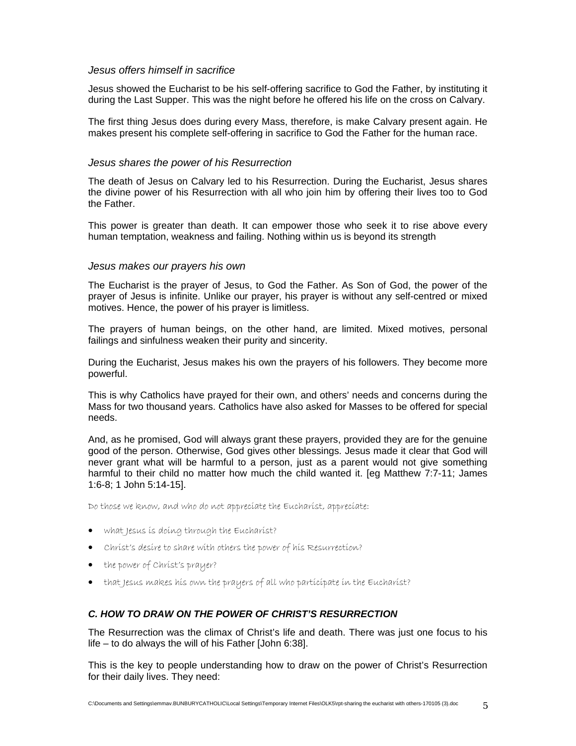### *Jesus offers himself in sacrifice*

Jesus showed the Eucharist to be his self-offering sacrifice to God the Father, by instituting it during the Last Supper. This was the night before he offered his life on the cross on Calvary.

The first thing Jesus does during every Mass, therefore, is make Calvary present again. He makes present his complete self-offering in sacrifice to God the Father for the human race.

### *Jesus shares the power of his Resurrection*

The death of Jesus on Calvary led to his Resurrection. During the Eucharist, Jesus shares the divine power of his Resurrection with all who join him by offering their lives too to God the Father.

This power is greater than death. It can empower those who seek it to rise above every human temptation, weakness and failing. Nothing within us is beyond its strength

### *Jesus makes our prayers his own*

The Eucharist is the prayer of Jesus, to God the Father. As Son of God, the power of the prayer of Jesus is infinite. Unlike our prayer, his prayer is without any self-centred or mixed motives. Hence, the power of his prayer is limitless.

The prayers of human beings, on the other hand, are limited. Mixed motives, personal failings and sinfulness weaken their purity and sincerity.

During the Eucharist, Jesus makes his own the prayers of his followers. They become more powerful.

This is why Catholics have prayed for their own, and others' needs and concerns during the Mass for two thousand years. Catholics have also asked for Masses to be offered for special needs.

And, as he promised, God will always grant these prayers, provided they are for the genuine good of the person. Otherwise, God gives other blessings. Jesus made it clear that God will never grant what will be harmful to a person, just as a parent would not give something harmful to their child no matter how much the child wanted it. [eg Matthew 7:7-11; James 1:6-8; 1 John 5:14-15].

Do those we know, and who do not appreciate the Eucharist, appreciate:

- what Jesus is doing through the Eucharist?
- Christ's desire to share with others the power of his Resurrection?
- the power of Christ's prayer?
- that Jesus makes his own the prayers of all who participate in the Eucharist?

## *C. HOW TO DRAW ON THE POWER OF CHRIST'S RESURRECTION*

The Resurrection was the climax of Christ's life and death. There was just one focus to his life – to do always the will of his Father [John 6:38].

This is the key to people understanding how to draw on the power of Christ's Resurrection for their daily lives. They need: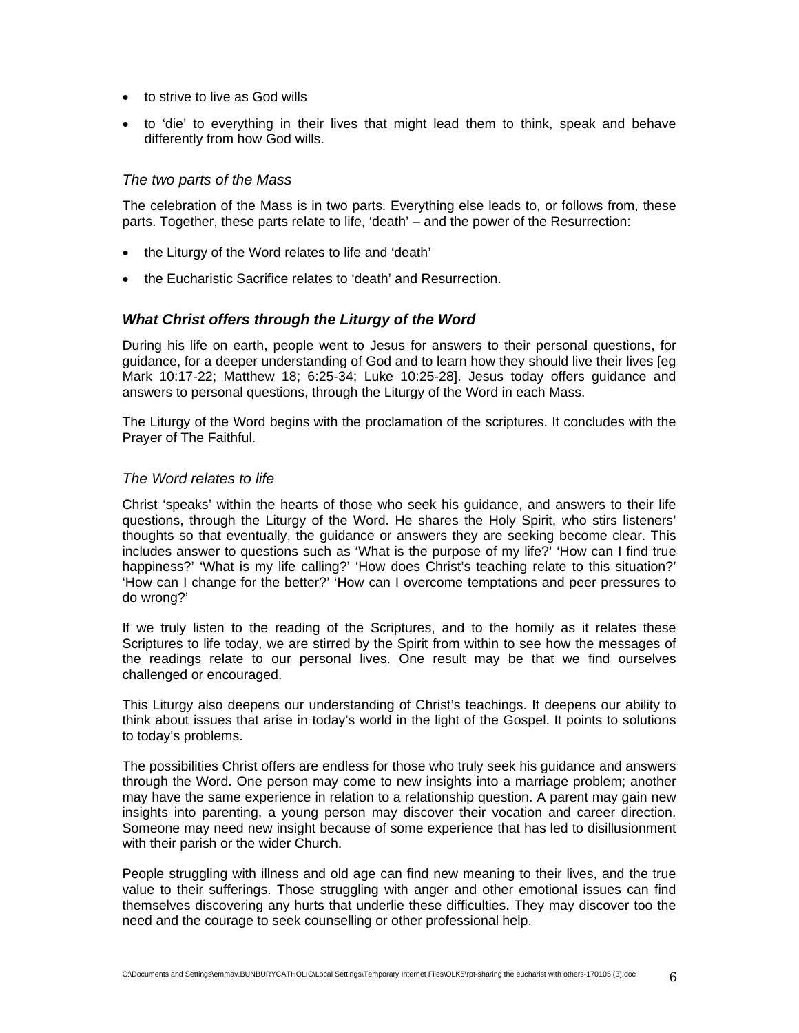- to strive to live as God wills
- to 'die' to everything in their lives that might lead them to think, speak and behave differently from how God wills.

### *The two parts of the Mass*

The celebration of the Mass is in two parts. Everything else leads to, or follows from, these parts. Together, these parts relate to life, 'death' – and the power of the Resurrection:

- the Liturgy of the Word relates to life and 'death'
- the Eucharistic Sacrifice relates to 'death' and Resurrection.

## ***What Christ offers through the Liturgy of the Word***

During his life on earth, people went to Jesus for answers to their personal questions, for guidance, for a deeper understanding of God and to learn how they should live their lives [eg Mark 10:17-22; Matthew 18; 6:25-34; Luke 10:25-28]. Jesus today offers guidance and answers to personal questions, through the Liturgy of the Word in each Mass.

The Liturgy of the Word begins with the proclamation of the scriptures. It concludes with the Prayer of The Faithful.

### *The Word relates to life*

Christ 'speaks' within the hearts of those who seek his guidance, and answers to their life questions, through the Liturgy of the Word. He shares the Holy Spirit, who stirs listeners' thoughts so that eventually, the guidance or answers they are seeking become clear. This includes answer to questions such as 'What is the purpose of my life?' 'How can I find true happiness?' 'What is my life calling?' 'How does Christ's teaching relate to this situation?' 'How can I change for the better?' 'How can I overcome temptations and peer pressures to do wrong?'

If we truly listen to the reading of the Scriptures, and to the homily as it relates these Scriptures to life today, we are stirred by the Spirit from within to see how the messages of the readings relate to our personal lives. One result may be that we find ourselves challenged or encouraged.

This Liturgy also deepens our understanding of Christ's teachings. It deepens our ability to think about issues that arise in today's world in the light of the Gospel. It points to solutions to today's problems.

The possibilities Christ offers are endless for those who truly seek his guidance and answers through the Word. One person may come to new insights into a marriage problem; another may have the same experience in relation to a relationship question. A parent may gain new insights into parenting, a young person may discover their vocation and career direction. Someone may need new insight because of some experience that has led to disillusionment with their parish or the wider Church.

People struggling with illness and old age can find new meaning to their lives, and the true value to their sufferings. Those struggling with anger and other emotional issues can find themselves discovering any hurts that underlie these difficulties. They may discover too the need and the courage to seek counselling or other professional help.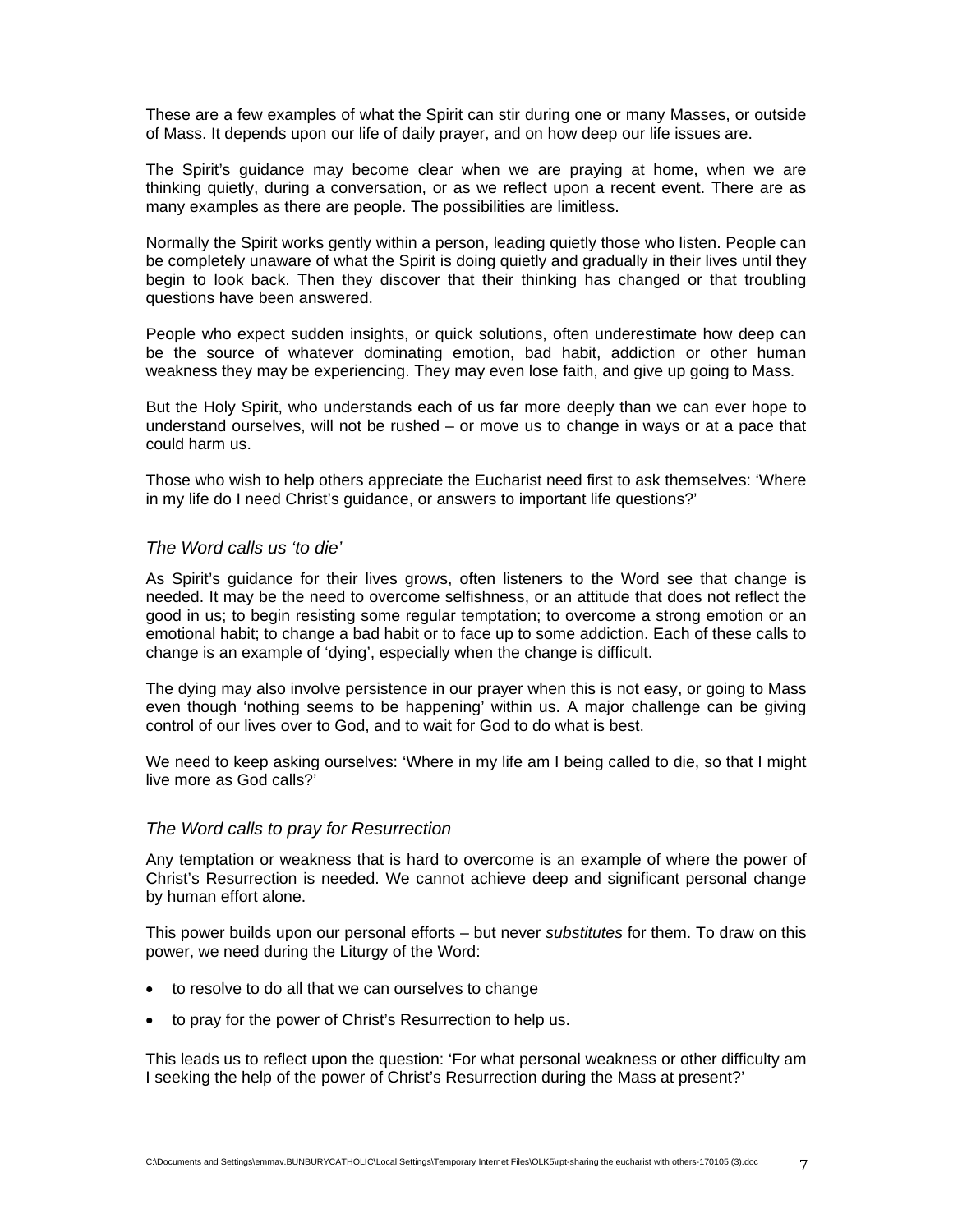These are a few examples of what the Spirit can stir during one or many Masses, or outside of Mass. It depends upon our life of daily prayer, and on how deep our life issues are.

The Spirit's guidance may become clear when we are praying at home, when we are thinking quietly, during a conversation, or as we reflect upon a recent event. There are as many examples as there are people. The possibilities are limitless.

Normally the Spirit works gently within a person, leading quietly those who listen. People can be completely unaware of what the Spirit is doing quietly and gradually in their lives until they begin to look back. Then they discover that their thinking has changed or that troubling questions have been answered.

People who expect sudden insights, or quick solutions, often underestimate how deep can be the source of whatever dominating emotion, bad habit, addiction or other human weakness they may be experiencing. They may even lose faith, and give up going to Mass.

But the Holy Spirit, who understands each of us far more deeply than we can ever hope to understand ourselves, will not be rushed – or move us to change in ways or at a pace that could harm us.

Those who wish to help others appreciate the Eucharist need first to ask themselves: 'Where in my life do I need Christ's guidance, or answers to important life questions?'

### *The Word calls us 'to die'*

As Spirit's guidance for their lives grows, often listeners to the Word see that change is needed. It may be the need to overcome selfishness, or an attitude that does not reflect the good in us; to begin resisting some regular temptation; to overcome a strong emotion or an emotional habit; to change a bad habit or to face up to some addiction. Each of these calls to change is an example of 'dying', especially when the change is difficult.

The dying may also involve persistence in our prayer when this is not easy, or going to Mass even though 'nothing seems to be happening' within us. A major challenge can be giving control of our lives over to God, and to wait for God to do what is best.

We need to keep asking ourselves: 'Where in my life am I being called to die, so that I might live more as God calls?'

### *The Word calls to pray for Resurrection*

Any temptation or weakness that is hard to overcome is an example of where the power of Christ's Resurrection is needed. We cannot achieve deep and significant personal change by human effort alone.

This power builds upon our personal efforts – but never *substitutes* for them. To draw on this power, we need during the Liturgy of the Word:

- to resolve to do all that we can ourselves to change
- to pray for the power of Christ's Resurrection to help us.

This leads us to reflect upon the question: 'For what personal weakness or other difficulty am I seeking the help of the power of Christ's Resurrection during the Mass at present?'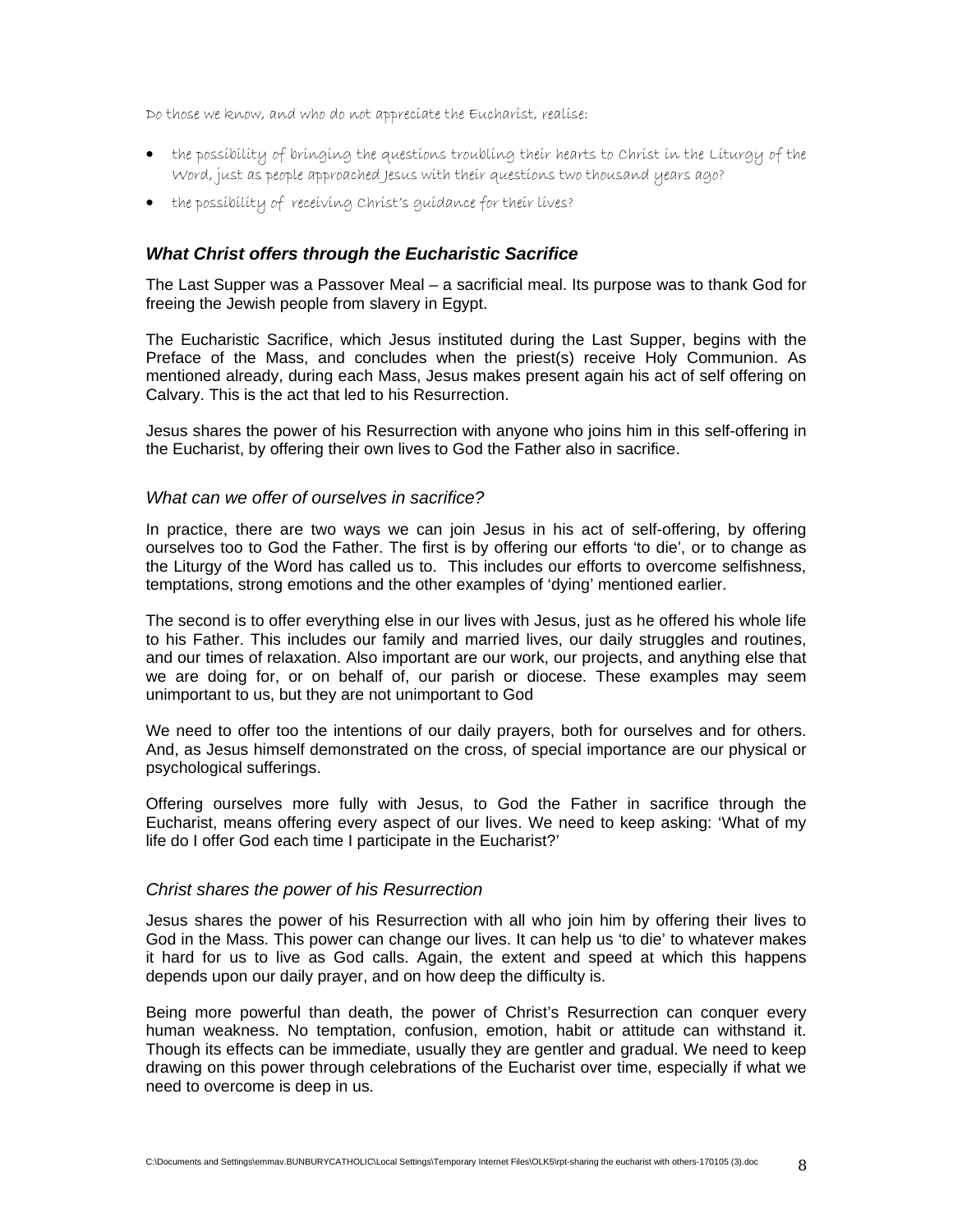Do those we know, and who do not appreciate the Eucharist, realise:

- the possibility of bringing the questions troubling their hearts to Christ in the Liturgy of the Word, just as people approached Jesus with their questions two thousand years ago?
- the possibility of receiving Christ's guidance for their lives?

### *What Christ offers through the Eucharistic Sacrifice*

The Last Supper was a Passover Meal – a sacrificial meal. Its purpose was to thank God for freeing the Jewish people from slavery in Egypt.

The Eucharistic Sacrifice, which Jesus instituted during the Last Supper, begins with the Preface of the Mass, and concludes when the priest(s) receive Holy Communion. As mentioned already, during each Mass, Jesus makes present again his act of self offering on Calvary. This is the act that led to his Resurrection.

Jesus shares the power of his Resurrection with anyone who joins him in this self-offering in the Eucharist, by offering their own lives to God the Father also in sacrifice.

#### *What can we offer of ourselves in sacrifice?*

In practice, there are two ways we can join Jesus in his act of self-offering, by offering ourselves too to God the Father. The first is by offering our efforts 'to die', or to change as the Liturgy of the Word has called us to. This includes our efforts to overcome selfishness, temptations, strong emotions and the other examples of 'dying' mentioned earlier.

The second is to offer everything else in our lives with Jesus, just as he offered his whole life to his Father. This includes our family and married lives, our daily struggles and routines, and our times of relaxation. Also important are our work, our projects, and anything else that we are doing for, or on behalf of, our parish or diocese. These examples may seem unimportant to us, but they are not unimportant to God

We need to offer too the intentions of our daily prayers, both for ourselves and for others. And, as Jesus himself demonstrated on the cross, of special importance are our physical or psychological sufferings.

Offering ourselves more fully with Jesus, to God the Father in sacrifice through the Eucharist, means offering every aspect of our lives. We need to keep asking: 'What of my life do I offer God each time I participate in the Eucharist?'

#### *Christ shares the power of his Resurrection*

Jesus shares the power of his Resurrection with all who join him by offering their lives to God in the Mass. This power can change our lives. It can help us 'to die' to whatever makes it hard for us to live as God calls. Again, the extent and speed at which this happens depends upon our daily prayer, and on how deep the difficulty is.

Being more powerful than death, the power of Christ's Resurrection can conquer every human weakness. No temptation, confusion, emotion, habit or attitude can withstand it. Though its effects can be immediate, usually they are gentler and gradual. We need to keep drawing on this power through celebrations of the Eucharist over time, especially if what we need to overcome is deep in us.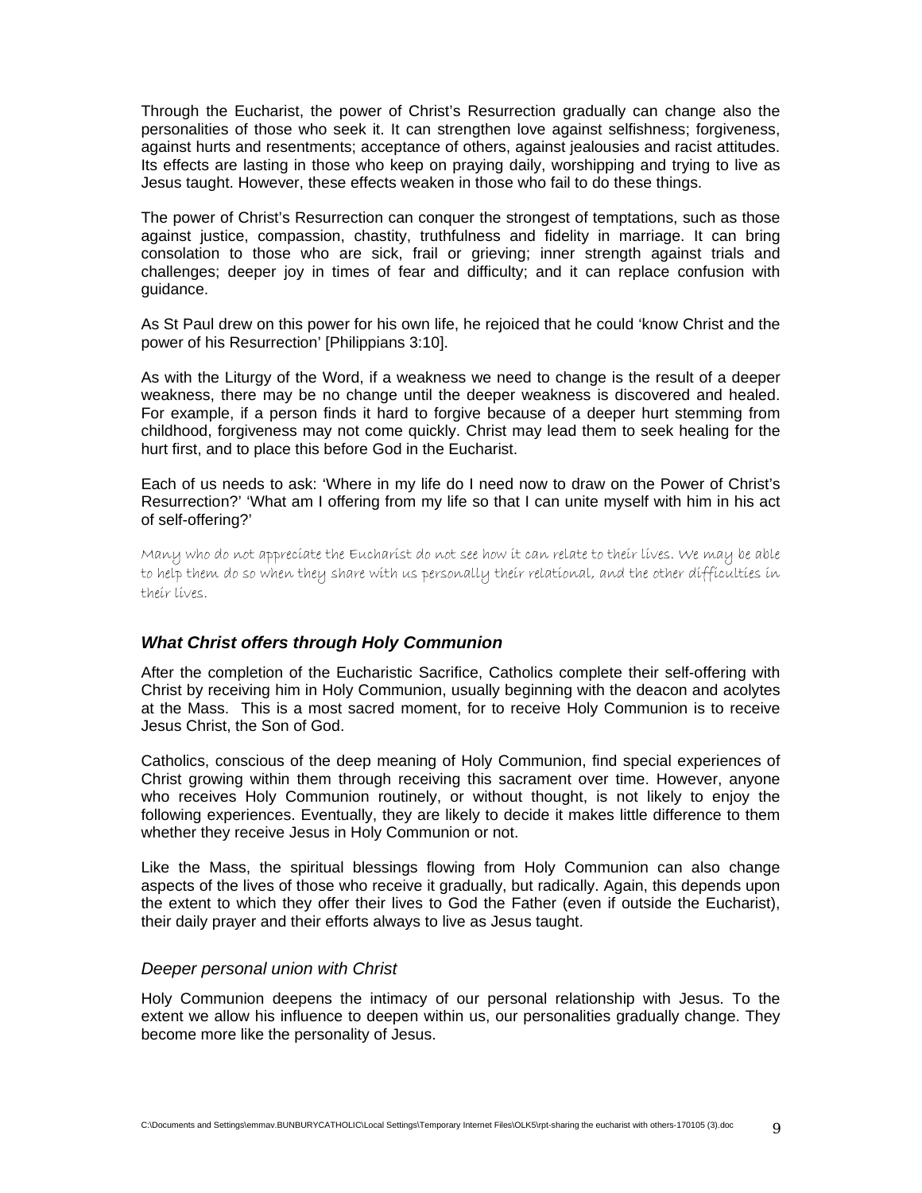Through the Eucharist, the power of Christ's Resurrection gradually can change also the personalities of those who seek it. It can strengthen love against selfishness; forgiveness, against hurts and resentments; acceptance of others, against jealousies and racist attitudes. Its effects are lasting in those who keep on praying daily, worshipping and trying to live as Jesus taught. However, these effects weaken in those who fail to do these things.

The power of Christ's Resurrection can conquer the strongest of temptations, such as those against justice, compassion, chastity, truthfulness and fidelity in marriage. It can bring consolation to those who are sick, frail or grieving; inner strength against trials and challenges; deeper joy in times of fear and difficulty; and it can replace confusion with guidance.

As St Paul drew on this power for his own life, he rejoiced that he could 'know Christ and the power of his Resurrection' [Philippians 3:10].

As with the Liturgy of the Word, if a weakness we need to change is the result of a deeper weakness, there may be no change until the deeper weakness is discovered and healed. For example, if a person finds it hard to forgive because of a deeper hurt stemming from childhood, forgiveness may not come quickly. Christ may lead them to seek healing for the hurt first, and to place this before God in the Eucharist.

Each of us needs to ask: 'Where in my life do I need now to draw on the Power of Christ's Resurrection?' 'What am I offering from my life so that I can unite myself with him in his act of self-offering?'

Many who do not appreciate the Eucharist do not see how it can relate to their lives. We may be able to help them do so when they share with us personally their relational, and the other difficulties in their lives.

### *What Christ offers through Holy Communion*

After the completion of the Eucharistic Sacrifice, Catholics complete their self-offering with Christ by receiving him in Holy Communion, usually beginning with the deacon and acolytes at the Mass. This is a most sacred moment, for to receive Holy Communion is to receive Jesus Christ, the Son of God.

Catholics, conscious of the deep meaning of Holy Communion, find special experiences of Christ growing within them through receiving this sacrament over time. However, anyone who receives Holy Communion routinely, or without thought, is not likely to enjoy the following experiences. Eventually, they are likely to decide it makes little difference to them whether they receive Jesus in Holy Communion or not.

Like the Mass, the spiritual blessings flowing from Holy Communion can also change aspects of the lives of those who receive it gradually, but radically. Again, this depends upon the extent to which they offer their lives to God the Father (even if outside the Eucharist), their daily prayer and their efforts always to live as Jesus taught.

#### *Deeper personal union with Christ*

Holy Communion deepens the intimacy of our personal relationship with Jesus. To the extent we allow his influence to deepen within us, our personalities gradually change. They become more like the personality of Jesus.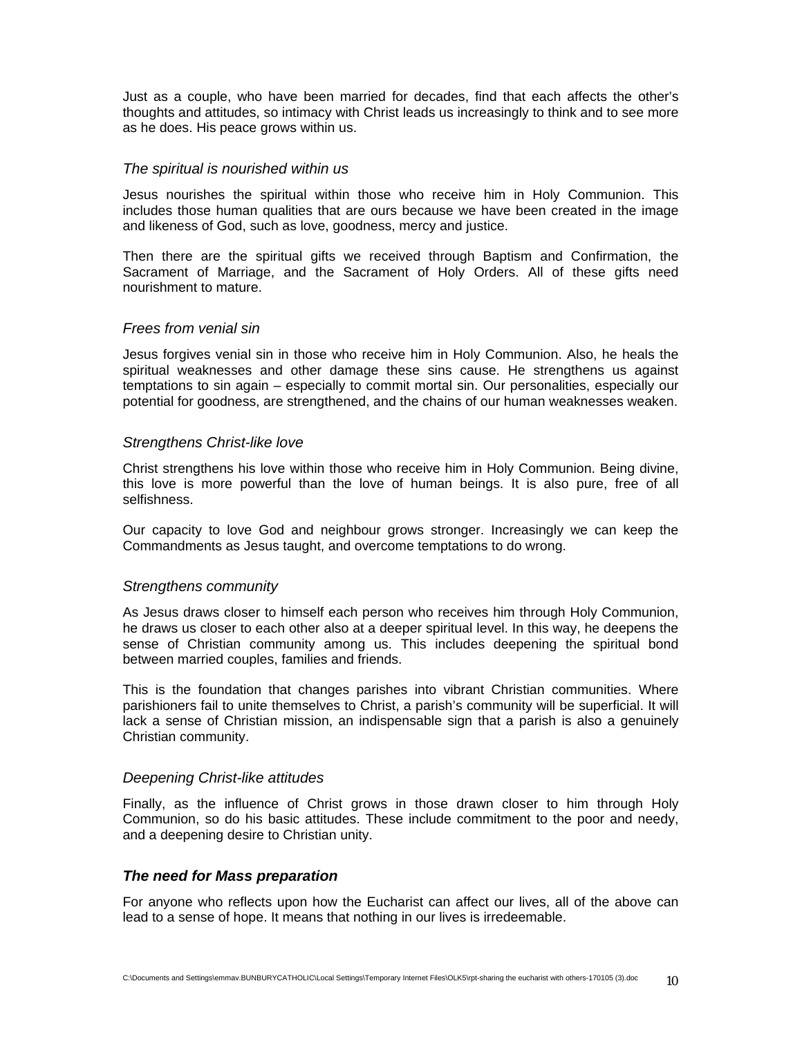Just as a couple, who have been married for decades, find that each affects the other's thoughts and attitudes, so intimacy with Christ leads us increasingly to think and to see more as he does. His peace grows within us.

### *The spiritual is nourished within us*

Jesus nourishes the spiritual within those who receive him in Holy Communion. This includes those human qualities that are ours because we have been created in the image and likeness of God, such as love, goodness, mercy and justice.

Then there are the spiritual gifts we received through Baptism and Confirmation, the Sacrament of Marriage, and the Sacrament of Holy Orders. All of these gifts need nourishment to mature.

### *Frees from venial sin*

Jesus forgives venial sin in those who receive him in Holy Communion. Also, he heals the spiritual weaknesses and other damage these sins cause. He strengthens us against temptations to sin again – especially to commit mortal sin. Our personalities, especially our potential for goodness, are strengthened, and the chains of our human weaknesses weaken.

### *Strengthens Christ-like love*

Christ strengthens his love within those who receive him in Holy Communion. Being divine, this love is more powerful than the love of human beings. It is also pure, free of all selfishness.

Our capacity to love God and neighbour grows stronger. Increasingly we can keep the Commandments as Jesus taught, and overcome temptations to do wrong.

### *Strengthens community*

As Jesus draws closer to himself each person who receives him through Holy Communion, he draws us closer to each other also at a deeper spiritual level. In this way, he deepens the sense of Christian community among us. This includes deepening the spiritual bond between married couples, families and friends.

This is the foundation that changes parishes into vibrant Christian communities. Where parishioners fail to unite themselves to Christ, a parish's community will be superficial. It will lack a sense of Christian mission, an indispensable sign that a parish is also a genuinely Christian community.

### *Deepening Christ-like attitudes*

Finally, as the influence of Christ grows in those drawn closer to him through Holy Communion, so do his basic attitudes. These include commitment to the poor and needy, and a deepening desire to Christian unity.

## ***The need for Mass preparation***

For anyone who reflects upon how the Eucharist can affect our lives, all of the above can lead to a sense of hope. It means that nothing in our lives is irredeemable.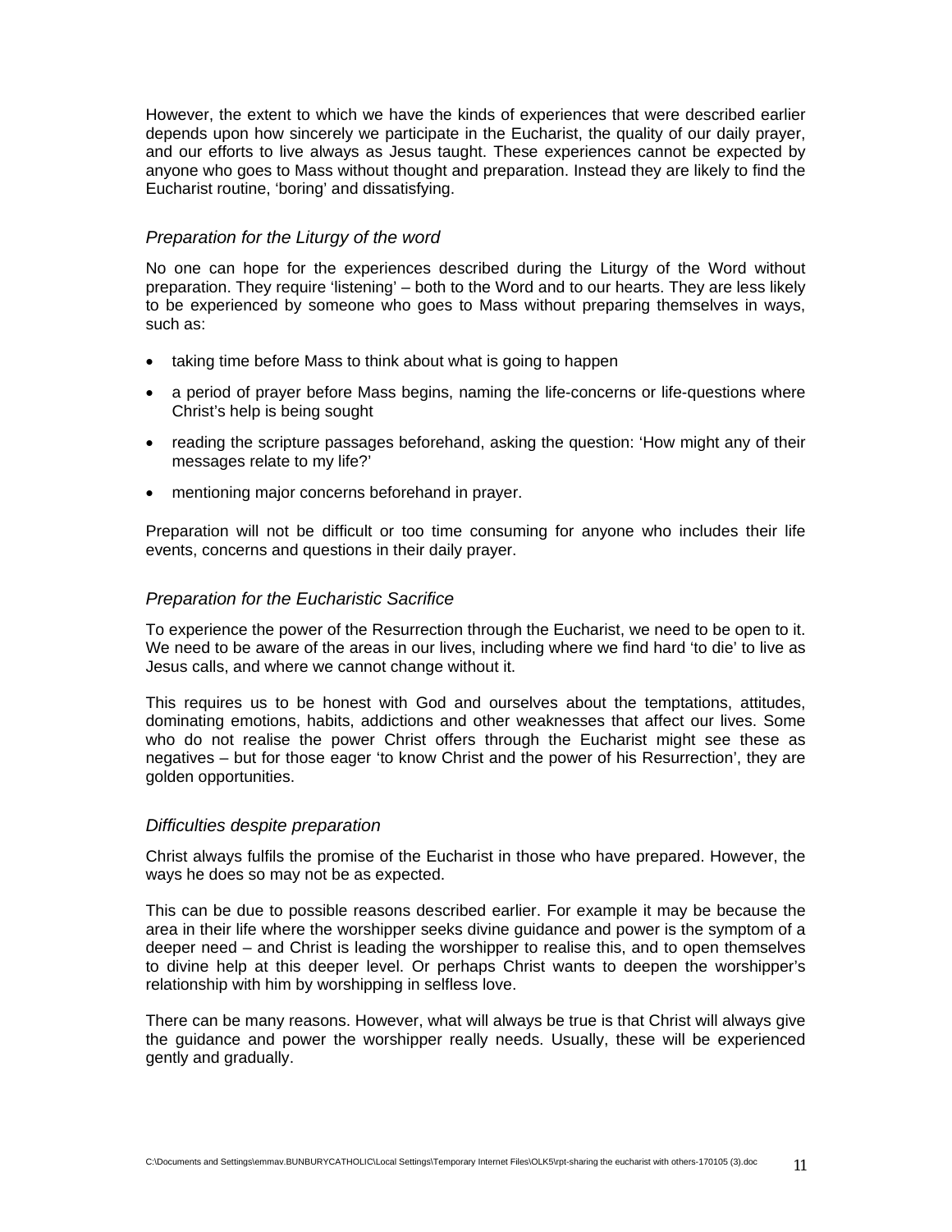However, the extent to which we have the kinds of experiences that were described earlier depends upon how sincerely we participate in the Eucharist, the quality of our daily prayer, and our efforts to live always as Jesus taught. These experiences cannot be expected by anyone who goes to Mass without thought and preparation. Instead they are likely to find the Eucharist routine, 'boring' and dissatisfying.

### *Preparation for the Liturgy of the word*

No one can hope for the experiences described during the Liturgy of the Word without preparation. They require 'listening' – both to the Word and to our hearts. They are less likely to be experienced by someone who goes to Mass without preparing themselves in ways, such as:

- taking time before Mass to think about what is going to happen
- a period of prayer before Mass begins, naming the life-concerns or life-questions where Christ's help is being sought
- reading the scripture passages beforehand, asking the question: 'How might any of their messages relate to my life?'
- mentioning major concerns beforehand in prayer.

Preparation will not be difficult or too time consuming for anyone who includes their life events, concerns and questions in their daily prayer.

### *Preparation for the Eucharistic Sacrifice*

To experience the power of the Resurrection through the Eucharist, we need to be open to it. We need to be aware of the areas in our lives, including where we find hard 'to die' to live as Jesus calls, and where we cannot change without it.

This requires us to be honest with God and ourselves about the temptations, attitudes, dominating emotions, habits, addictions and other weaknesses that affect our lives. Some who do not realise the power Christ offers through the Eucharist might see these as negatives – but for those eager 'to know Christ and the power of his Resurrection', they are golden opportunities.

### *Difficulties despite preparation*

Christ always fulfils the promise of the Eucharist in those who have prepared. However, the ways he does so may not be as expected.

This can be due to possible reasons described earlier. For example it may be because the area in their life where the worshipper seeks divine guidance and power is the symptom of a deeper need – and Christ is leading the worshipper to realise this, and to open themselves to divine help at this deeper level. Or perhaps Christ wants to deepen the worshipper's relationship with him by worshipping in selfless love.

There can be many reasons. However, what will always be true is that Christ will always give the guidance and power the worshipper really needs. Usually, these will be experienced gently and gradually.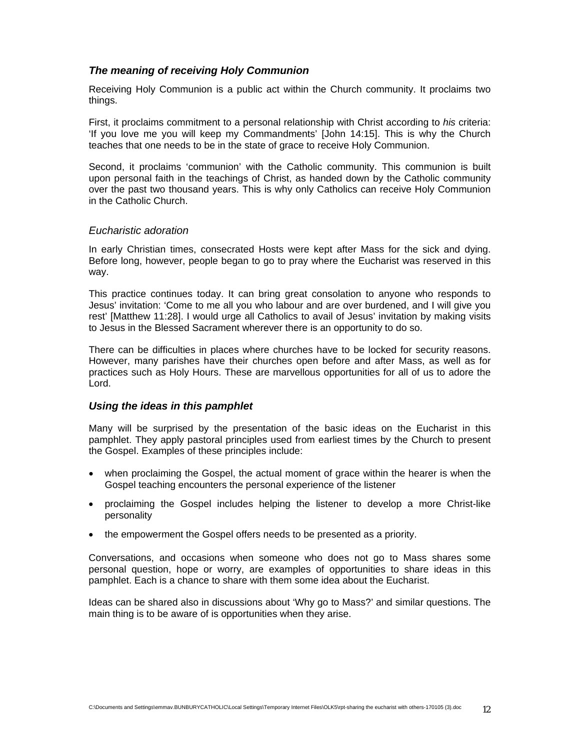### *The meaning of receiving Holy Communion*

Receiving Holy Communion is a public act within the Church community. It proclaims two things.

First, it proclaims commitment to a personal relationship with Christ according to *his* criteria: 'If you love me you will keep my Commandments' [John 14:15]. This is why the Church teaches that one needs to be in the state of grace to receive Holy Communion.

Second, it proclaims 'communion' with the Catholic community. This communion is built upon personal faith in the teachings of Christ, as handed down by the Catholic community over the past two thousand years. This is why only Catholics can receive Holy Communion in the Catholic Church.

*Eucharistic adoration*

In early Christian times, consecrated Hosts were kept after Mass for the sick and dying. Before long, however, people began to go to pray where the Eucharist was reserved in this way.

This practice continues today. It can bring great consolation to anyone who responds to Jesus' invitation: 'Come to me all you who labour and are over burdened, and I will give you rest' [Matthew 11:28]. I would urge all Catholics to avail of Jesus' invitation by making visits to Jesus in the Blessed Sacrament wherever there is an opportunity to do so.

There can be difficulties in places where churches have to be locked for security reasons. However, many parishes have their churches open before and after Mass, as well as for practices such as Holy Hours. These are marvellous opportunities for all of us to adore the Lord.

### *Using the ideas in this pamphlet*

Many will be surprised by the presentation of the basic ideas on the Eucharist in this pamphlet. They apply pastoral principles used from earliest times by the Church to present the Gospel. Examples of these principles include:

- when proclaiming the Gospel, the actual moment of grace within the hearer is when the Gospel teaching encounters the personal experience of the listener
- proclaiming the Gospel includes helping the listener to develop a more Christ-like personality
- the empowerment the Gospel offers needs to be presented as a priority.

Conversations, and occasions when someone who does not go to Mass shares some personal question, hope or worry, are examples of opportunities to share ideas in this pamphlet. Each is a chance to share with them some idea about the Eucharist.

Ideas can be shared also in discussions about 'Why go to Mass?' and similar questions. The main thing is to be aware of is opportunities when they arise.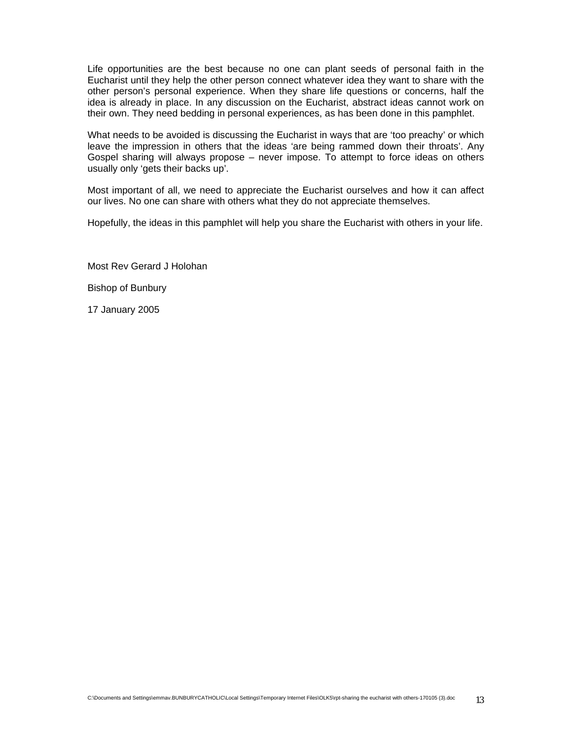Life opportunities are the best because no one can plant seeds of personal faith in the Eucharist until they help the other person connect whatever idea they want to share with the other person's personal experience. When they share life questions or concerns, half the idea is already in place. In any discussion on the Eucharist, abstract ideas cannot work on their own. They need bedding in personal experiences, as has been done in this pamphlet.

What needs to be avoided is discussing the Eucharist in ways that are 'too preachy' or which leave the impression in others that the ideas 'are being rammed down their throats'. Any Gospel sharing will always propose – never impose. To attempt to force ideas on others usually only 'gets their backs up'.

Most important of all, we need to appreciate the Eucharist ourselves and how it can affect our lives. No one can share with others what they do not appreciate themselves.

Hopefully, the ideas in this pamphlet will help you share the Eucharist with others in your life.

Most Rev Gerard J Holohan

Bishop of Bunbury

17 January 2005